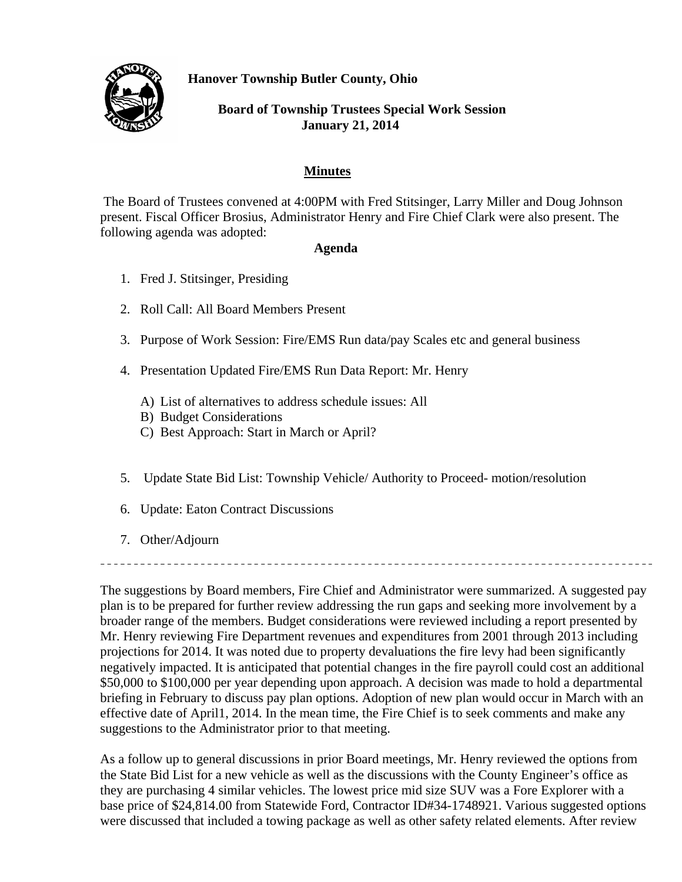**Hanover Township Butler County, Ohio**

**Board of Township Trustees Special Work Session**
**January 21, 2014**

## Minutes

The Board of Trustees convened at 4:00PM with Fred Stitsinger, Larry Miller and Doug Johnson present. Fiscal Officer Brosius, Administrator Henry and Fire Chief Clark were also present. The following agenda was adopted:

### Agenda

1. Fred J. Stitsinger, Presiding
2. Roll Call: All Board Members Present
3. Purpose of Work Session: Fire/EMS Run data/pay Scales etc and general business
4. Presentation Updated Fire/EMS Run Data Report: Mr. Henry
   A) List of alternatives to address schedule issues: All
   B) Budget Considerations
   C) Best Approach: Start in March or April?
5. Update State Bid List: Township Vehicle/ Authority to Proceed- motion/resolution
6. Update: Eaton Contract Discussions
7. Other/Adjourn

---

The suggestions by Board members, Fire Chief and Administrator were summarized. A suggested pay plan is to be prepared for further review addressing the run gaps and seeking more involvement by a broader range of the members. Budget considerations were reviewed including a report presented by Mr. Henry reviewing Fire Department revenues and expenditures from 2001 through 2013 including projections for 2014. It was noted due to property devaluations the fire levy had been significantly negatively impacted. It is anticipated that potential changes in the fire payroll could cost an additional $50,000 to $100,000 per year depending upon approach. A decision was made to hold a departmental briefing in February to discuss pay plan options. Adoption of new plan would occur in March with an effective date of April1, 2014. In the mean time, the Fire Chief is to seek comments and make any suggestions to the Administrator prior to that meeting.

As a follow up to general discussions in prior Board meetings, Mr. Henry reviewed the options from the State Bid List for a new vehicle as well as the discussions with the County Engineer's office as they are purchasing 4 similar vehicles. The lowest price mid size SUV was a Fore Explorer with a base price of $24,814.00 from Statewide Ford, Contractor ID#34-1748921. Various suggested options were discussed that included a towing package as well as other safety related elements. After review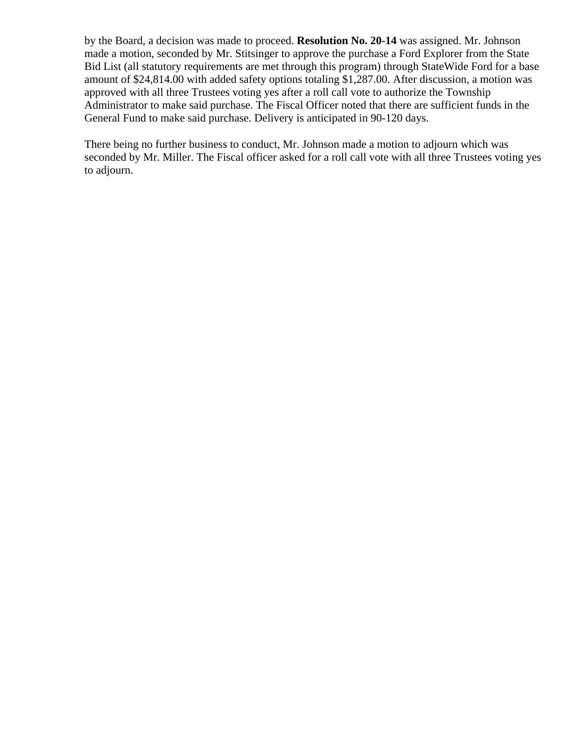by the Board, a decision was made to proceed. **Resolution No. 20-14** was assigned. Mr. Johnson made a motion, seconded by Mr. Stitsinger to approve the purchase a Ford Explorer from the State Bid List (all statutory requirements are met through this program) through StateWide Ford for a base amount of $24,814.00 with added safety options totaling $1,287.00. After discussion, a motion was approved with all three Trustees voting yes after a roll call vote to authorize the Township Administrator to make said purchase. The Fiscal Officer noted that there are sufficient funds in the General Fund to make said purchase. Delivery is anticipated in 90-120 days.

There being no further business to conduct, Mr. Johnson made a motion to adjourn which was seconded by Mr. Miller. The Fiscal officer asked for a roll call vote with all three Trustees voting yes to adjourn.